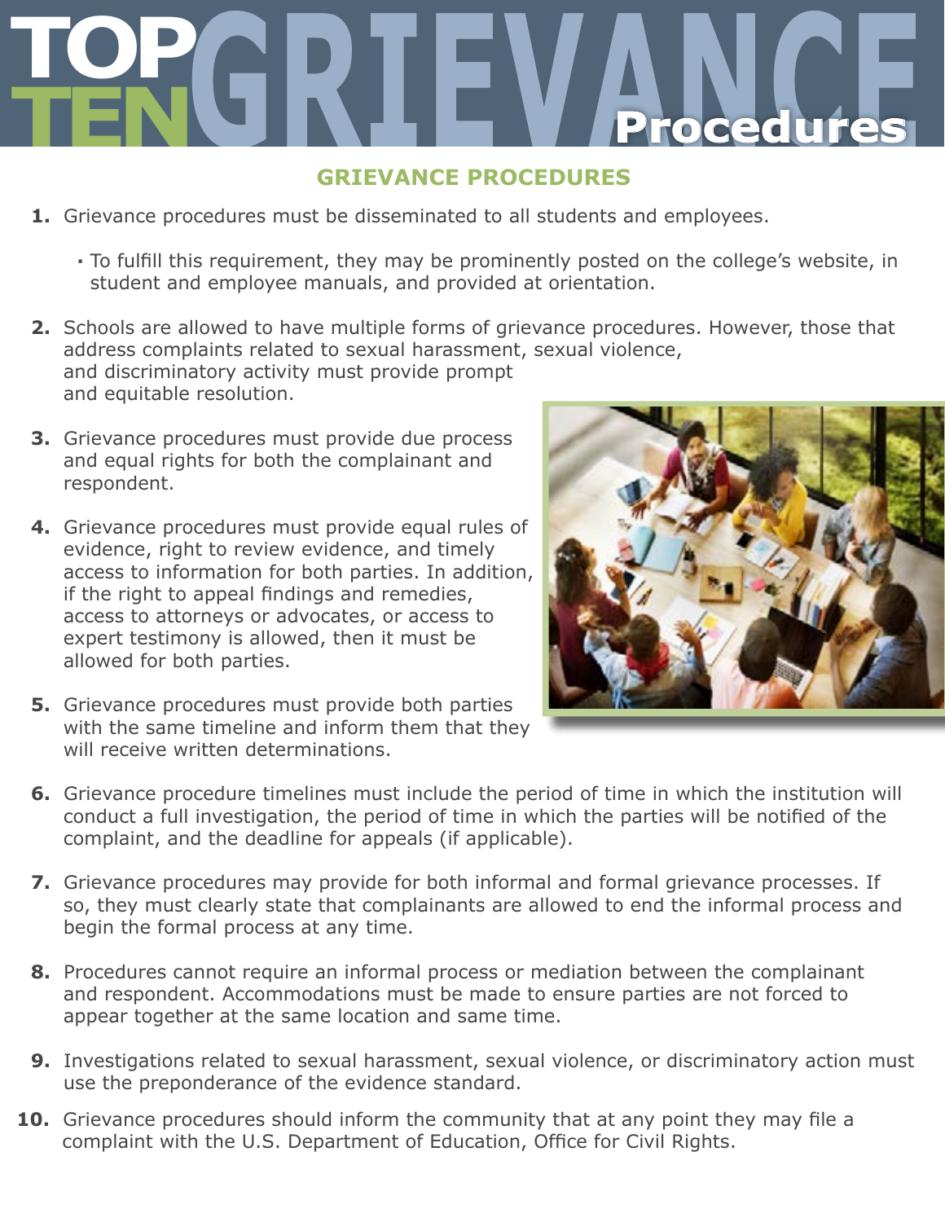# TOP TEN GRIEVANCE Procedures

## GRIEVANCE PROCEDURES

1. Grievance procedures must be disseminated to all students and employees.
   - To fulfill this requirement, they may be prominently posted on the college's website, in student and employee manuals, and provided at orientation.
2. Schools are allowed to have multiple forms of grievance procedures. However, those that address complaints related to sexual harassment, sexual violence, and discriminatory activity must provide prompt and equitable resolution.
3. Grievance procedures must provide due process and equal rights for both the complainant and respondent.
4. Grievance procedures must provide equal rules of evidence, right to review evidence, and timely access to information for both parties. In addition, if the right to appeal findings and remedies, access to attorneys or advocates, or access to expert testimony is allowed, then it must be allowed for both parties.
5. Grievance procedures must provide both parties with the same timeline and inform them that they will receive written determinations.
6. Grievance procedure timelines must include the period of time in which the institution will conduct a full investigation, the period of time in which the parties will be notified of the complaint, and the deadline for appeals (if applicable).
7. Grievance procedures may provide for both informal and formal grievance processes. If so, they must clearly state that complainants are allowed to end the informal process and begin the formal process at any time.
8. Procedures cannot require an informal process or mediation between the complainant and respondent. Accommodations must be made to ensure parties are not forced to appear together at the same location and same time.
9. Investigations related to sexual harassment, sexual violence, or discriminatory action must use the preponderance of the evidence standard.
10. Grievance procedures should inform the community that at any point they may file a complaint with the U.S. Department of Education, Office for Civil Rights.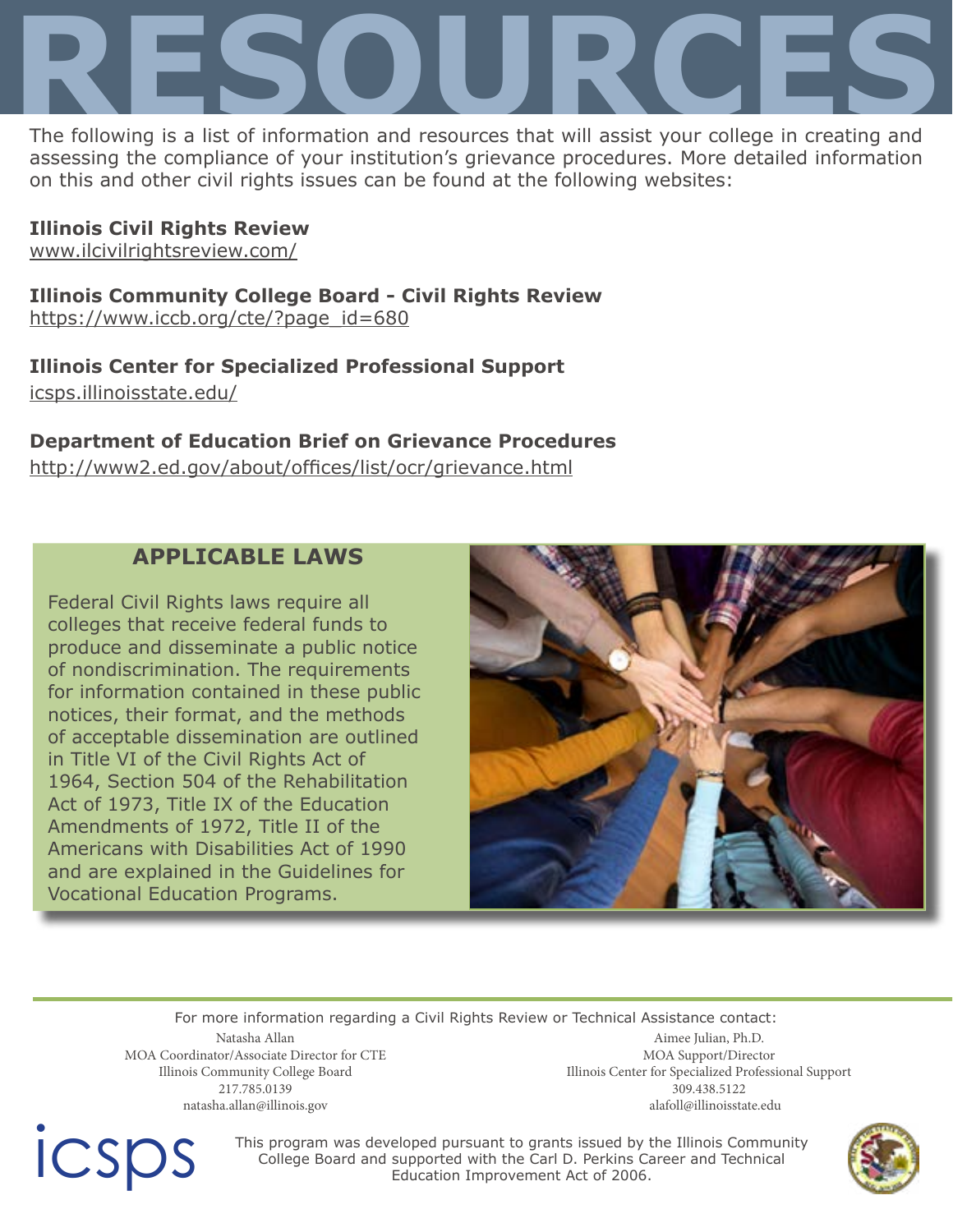# RESOURCES

The following is a list of information and resources that will assist your college in creating and assessing the compliance of your institution's grievance procedures. More detailed information on this and other civil rights issues can be found at the following websites:

**Illinois Civil Rights Review**
www.ilcivilrightsreview.com/

**Illinois Community College Board - Civil Rights Review**
https://www.iccb.org/cte/?page_id=680

**Illinois Center for Specialized Professional Support**
icsps.illinoisstate.edu/

**Department of Education Brief on Grievance Procedures**
http://www2.ed.gov/about/offices/list/ocr/grievance.html

## APPLICABLE LAWS

Federal Civil Rights laws require all colleges that receive federal funds to produce and disseminate a public notice of nondiscrimination. The requirements for information contained in these public notices, their format, and the methods of acceptable dissemination are outlined in Title VI of the Civil Rights Act of 1964, Section 504 of the Rehabilitation Act of 1973, Title IX of the Education Amendments of 1972, Title II of the Americans with Disabilities Act of 1990 and are explained in the Guidelines for Vocational Education Programs.

For more information regarding a Civil Rights Review or Technical Assistance contact:

Natasha Allan
MOA Coordinator/Associate Director for CTE
Illinois Community College Board
217.785.0139
natasha.allan@illinois.gov

Aimee Julian, Ph.D.
MOA Support/Director
Illinois Center for Specialized Professional Support
309.438.5122
alafoll@illinoisstate.edu

icsps

This program was developed pursuant to grants issued by the Illinois Community College Board and supported with the Carl D. Perkins Career and Technical Education Improvement Act of 2006.